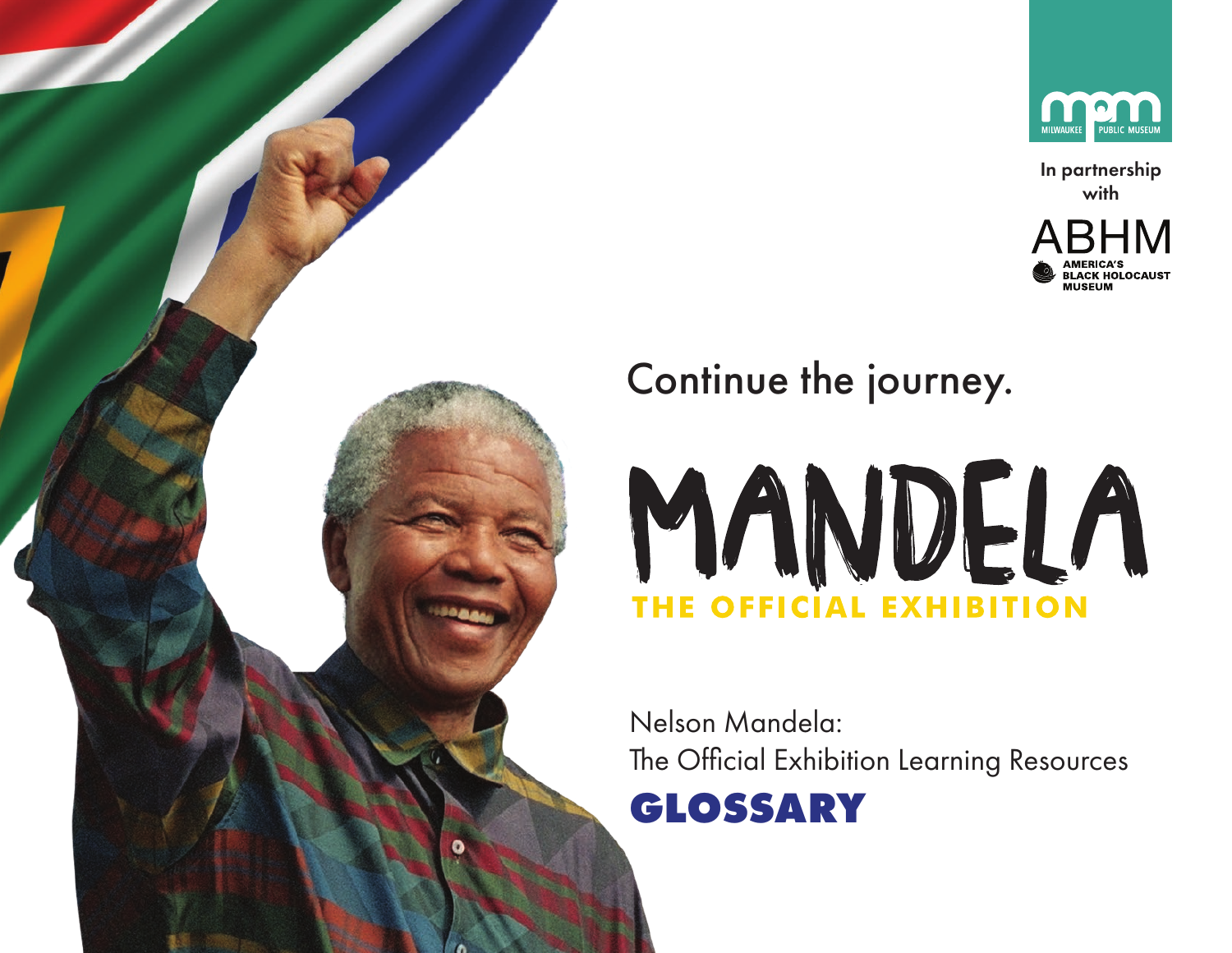MILWAUKEE PUBLIC MUSEUM

In partnership with

ABHM AMERICA'S BLACK HOLOCAUST MUSEUM

Continue the journey.

# MANDELA

## THE OFFICIAL EXHIBITION

Nelson Mandela:
The Official Exhibition Learning Resources

# GLOSSARY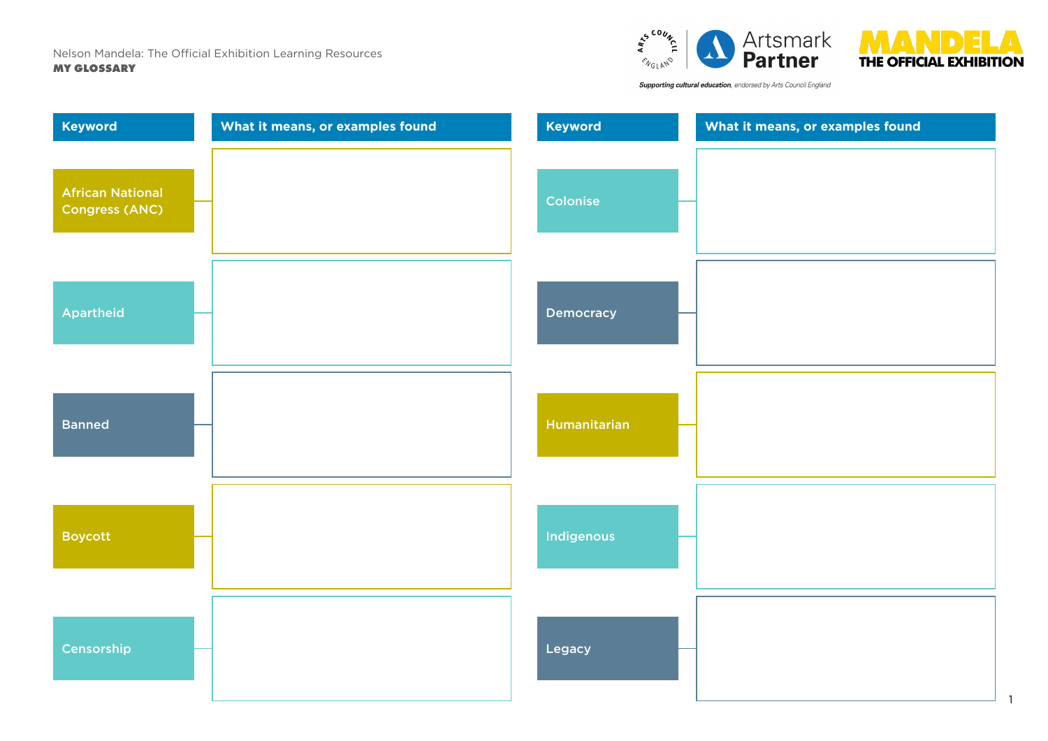Nelson Mandela: The Official Exhibition Learning Resources

**MY GLOSSARY**

| Keyword | What it means, or examples found |
|---|---|
| African National Congress (ANC) | |
| Apartheid | |
| Banned | |
| Boycott | |
| Censorship | |

| Keyword | What it means, or examples found |
|---|---|
| Colonise | |
| Democracy | |
| Humanitarian | |
| Indigenous | |
| Legacy | |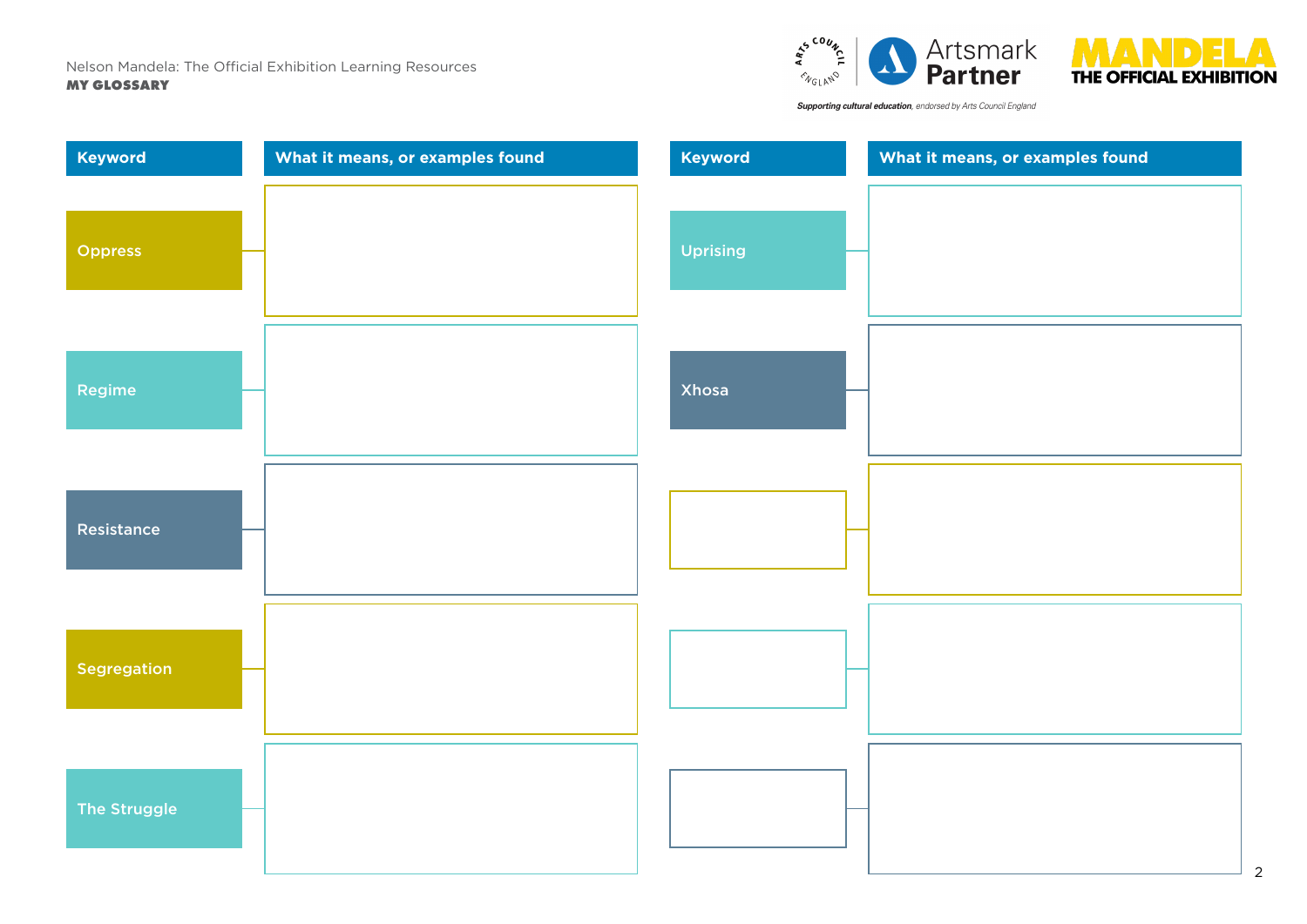Nelson Mandela: The Official Exhibition Learning Resources
**MY GLOSSARY**

| Keyword | What it means, or examples found | Keyword | What it means, or examples found |
|---|---|---|---|
| Oppress | | Uprising | |
| Regime | | Xhosa | |
| Resistance | | | |
| Segregation | | | |
| The Struggle | | | |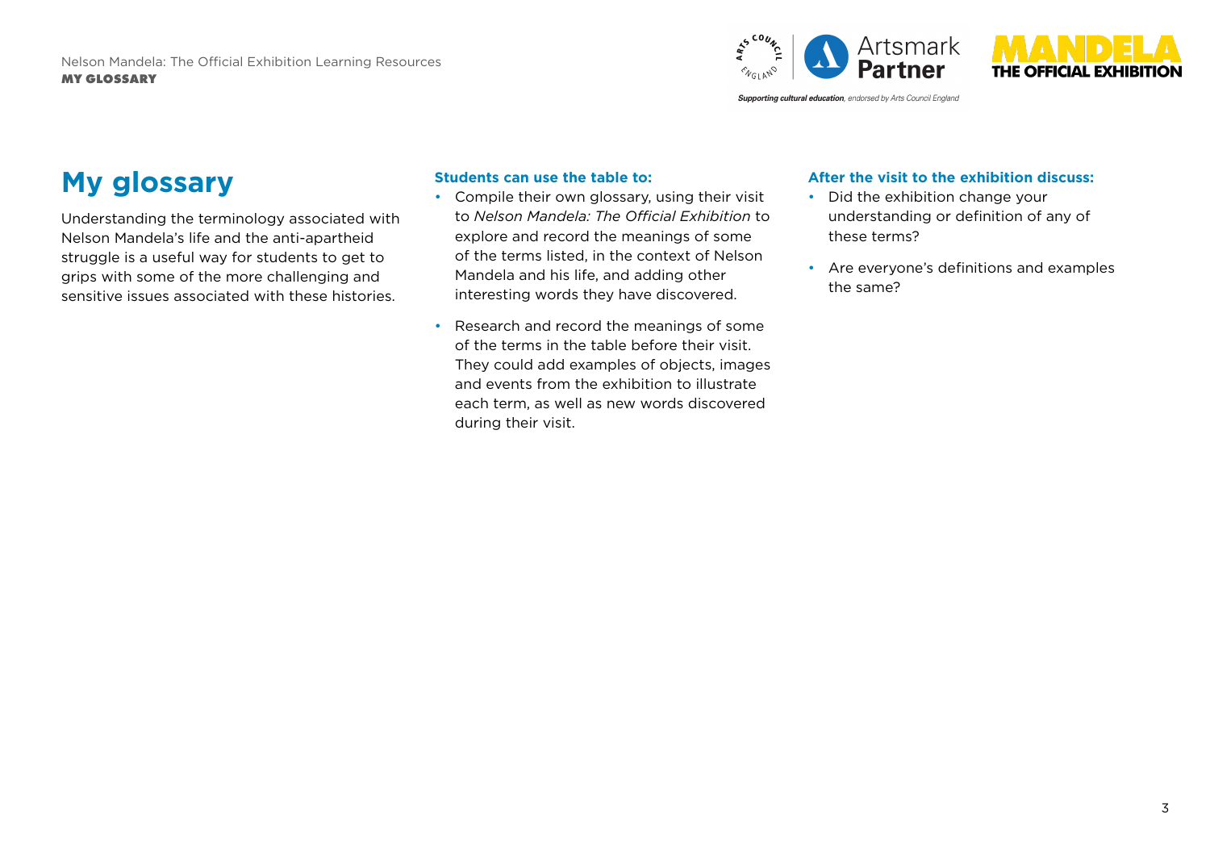# My glossary

Understanding the terminology associated with Nelson Mandela's life and the anti-apartheid struggle is a useful way for students to get to grips with some of the more challenging and sensitive issues associated with these histories.

**Students can use the table to:**

- Compile their own glossary, using their visit to *Nelson Mandela: The Official Exhibition* to explore and record the meanings of some of the terms listed, in the context of Nelson Mandela and his life, and adding other interesting words they have discovered.
- Research and record the meanings of some of the terms in the table before their visit. They could add examples of objects, images and events from the exhibition to illustrate each term, as well as new words discovered during their visit.

**After the visit to the exhibition discuss:**

- Did the exhibition change your understanding or definition of any of these terms?
- Are everyone's definitions and examples the same?